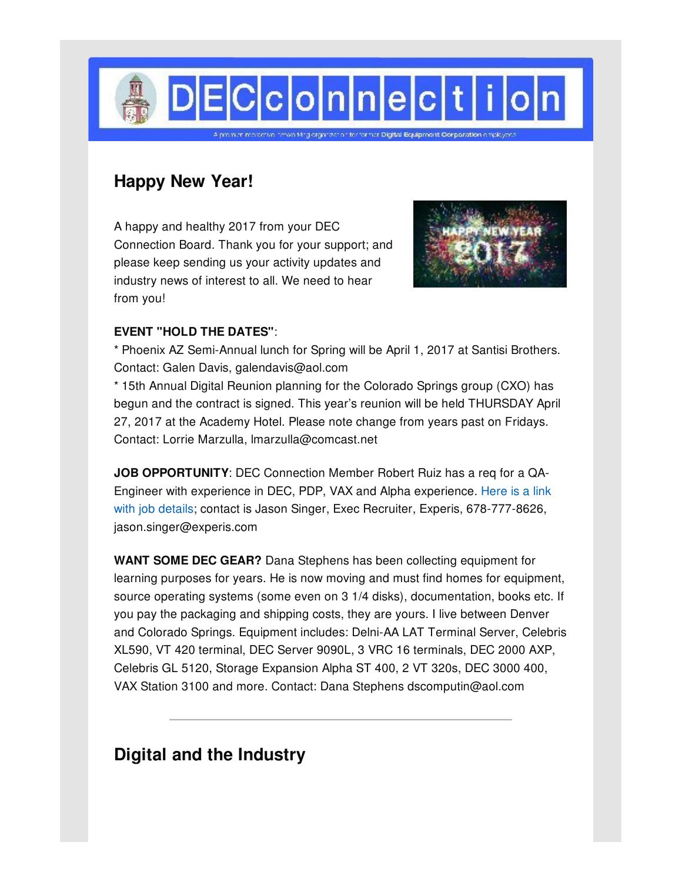# DECconnection

A premier member-run networking organization for former Digital Equipment Corporation employees

## Happy New Year!

A happy and healthy 2017 from your DEC Connection Board. Thank you for your support; and please keep sending us your activity updates and industry news of interest to all. We need to hear from you!

**EVENT "HOLD THE DATES"**:
* Phoenix AZ Semi-Annual lunch for Spring will be April 1, 2017 at Santisi Brothers. Contact: Galen Davis, galendavis@aol.com
* 15th Annual Digital Reunion planning for the Colorado Springs group (CXO) has begun and the contract is signed. This year's reunion will be held THURSDAY April 27, 2017 at the Academy Hotel. Please note change from years past on Fridays. Contact: Lorrie Marzulla, lmarzulla@comcast.net

**JOB OPPORTUNITY**: DEC Connection Member Robert Ruiz has a req for a QA-Engineer with experience in DEC, PDP, VAX and Alpha experience. Here is a link with job details; contact is Jason Singer, Exec Recruiter, Experis, 678-777-8626, jason.singer@experis.com

**WANT SOME DEC GEAR?** Dana Stephens has been collecting equipment for learning purposes for years. He is now moving and must find homes for equipment, source operating systems (some even on 3 1/4 disks), documentation, books etc. If you pay the packaging and shipping costs, they are yours. I live between Denver and Colorado Springs. Equipment includes: Delni-AA LAT Terminal Server, Celebris XL590, VT 420 terminal, DEC Server 9090L, 3 VRC 16 terminals, DEC 2000 AXP, Celebris GL 5120, Storage Expansion Alpha ST 400, 2 VT 320s, DEC 3000 400, VAX Station 3100 and more. Contact: Dana Stephens dscomputin@aol.com

---

## Digital and the Industry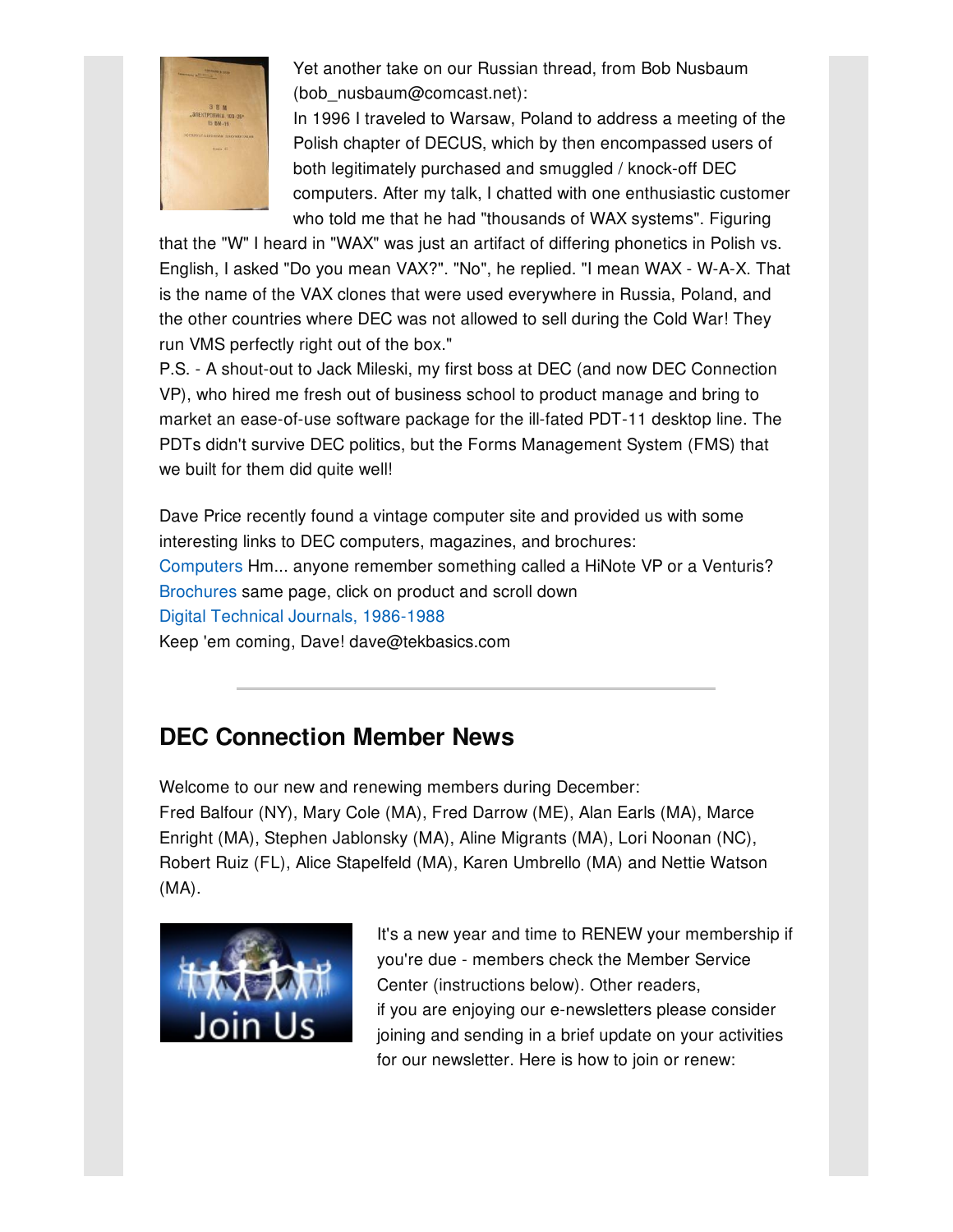Yet another take on our Russian thread, from Bob Nusbaum (bob_nusbaum@comcast.net):

In 1996 I traveled to Warsaw, Poland to address a meeting of the Polish chapter of DECUS, which by then encompassed users of both legitimately purchased and smuggled / knock-off DEC computers. After my talk, I chatted with one enthusiastic customer who told me that he had "thousands of WAX systems". Figuring that the "W" I heard in "WAX" was just an artifact of differing phonetics in Polish vs. English, I asked "Do you mean VAX?". "No", he replied. "I mean WAX - W-A-X. That is the name of the VAX clones that were used everywhere in Russia, Poland, and the other countries where DEC was not allowed to sell during the Cold War! They run VMS perfectly right out of the box."

P.S. - A shout-out to Jack Mileski, my first boss at DEC (and now DEC Connection VP), who hired me fresh out of business school to product manage and bring to market an ease-of-use software package for the ill-fated PDT-11 desktop line. The PDTs didn't survive DEC politics, but the Forms Management System (FMS) that we built for them did quite well!

Dave Price recently found a vintage computer site and provided us with some interesting links to DEC computers, magazines, and brochures:
Computers Hm... anyone remember something called a HiNote VP or a Venturis?
Brochures same page, click on product and scroll down
Digital Technical Journals, 1986-1988
Keep 'em coming, Dave! dave@tekbasics.com

---

## DEC Connection Member News

Welcome to our new and renewing members during December:
Fred Balfour (NY), Mary Cole (MA), Fred Darrow (ME), Alan Earls (MA), Marce Enright (MA), Stephen Jablonsky (MA), Aline Migrants (MA), Lori Noonan (NC), Robert Ruiz (FL), Alice Stapelfeld (MA), Karen Umbrello (MA) and Nettie Watson (MA).

It's a new year and time to RENEW your membership if you're due - members check the Member Service Center (instructions below). Other readers, if you are enjoying our e-newsletters please consider joining and sending in a brief update on your activities for our newsletter. Here is how to join or renew: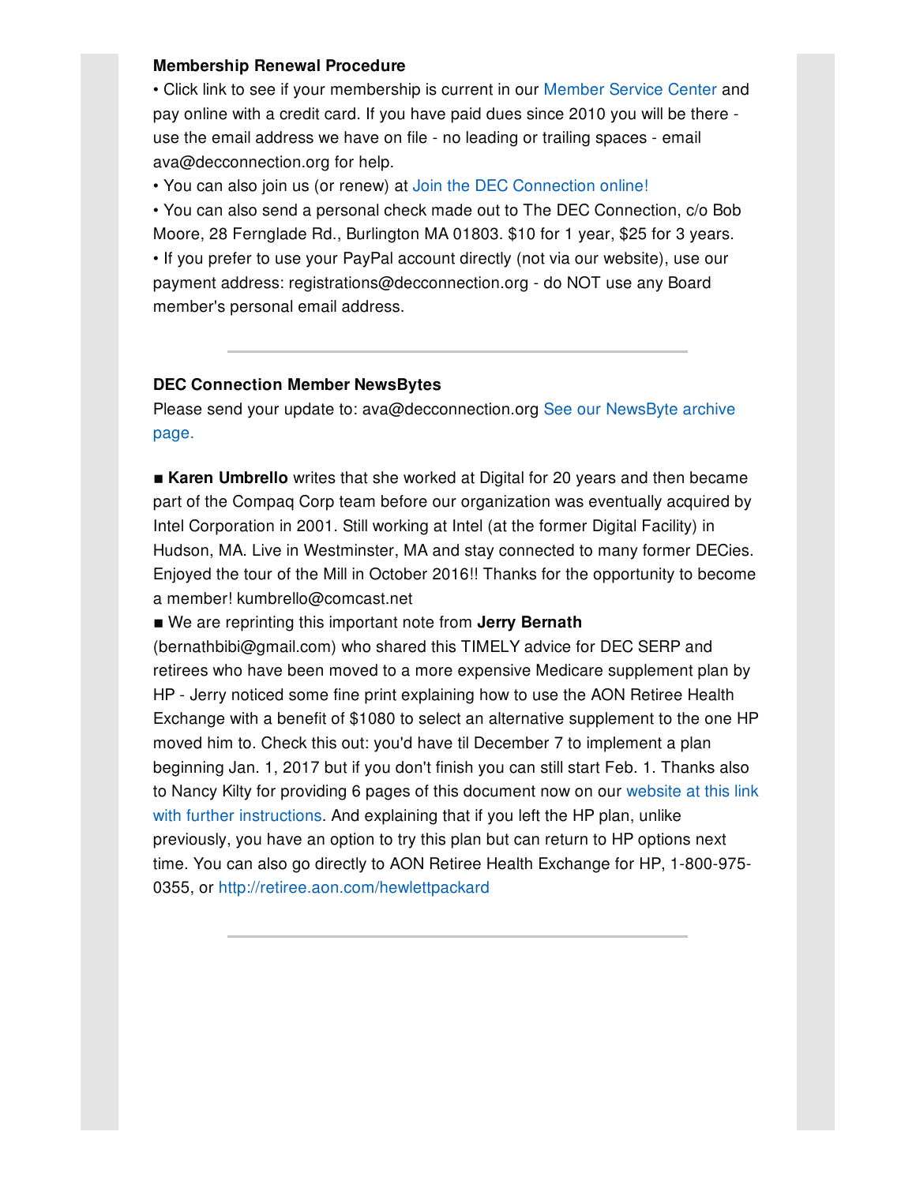**Membership Renewal Procedure**

• Click link to see if your membership is current in our Member Service Center and pay online with a credit card. If you have paid dues since 2010 you will be there - use the email address we have on file - no leading or trailing spaces - email ava@decconnection.org for help.

• You can also join us (or renew) at Join the DEC Connection online!

• You can also send a personal check made out to The DEC Connection, c/o Bob Moore, 28 Fernglade Rd., Burlington MA 01803. $10 for 1 year, $25 for 3 years.

• If you prefer to use your PayPal account directly (not via our website), use our payment address: registrations@decconnection.org - do NOT use any Board member's personal email address.

---

**DEC Connection Member NewsBytes**

Please send your update to: ava@decconnection.org See our NewsByte archive page.

■ **Karen Umbrello** writes that she worked at Digital for 20 years and then became part of the Compaq Corp team before our organization was eventually acquired by Intel Corporation in 2001. Still working at Intel (at the former Digital Facility) in Hudson, MA. Live in Westminster, MA and stay connected to many former DECies. Enjoyed the tour of the Mill in October 2016!! Thanks for the opportunity to become a member! kumbrello@comcast.net

■ We are reprinting this important note from **Jerry Bernath** (bernathbibi@gmail.com) who shared this TIMELY advice for DEC SERP and retirees who have been moved to a more expensive Medicare supplement plan by HP - Jerry noticed some fine print explaining how to use the AON Retiree Health Exchange with a benefit of $1080 to select an alternative supplement to the one HP moved him to. Check this out: you'd have til December 7 to implement a plan beginning Jan. 1, 2017 but if you don't finish you can still start Feb. 1. Thanks also to Nancy Kilty for providing 6 pages of this document now on our website at this link with further instructions. And explaining that if you left the HP plan, unlike previously, you have an option to try this plan but can return to HP options next time. You can also go directly to AON Retiree Health Exchange for HP, 1-800-975-0355, or http://retiree.aon.com/hewlettpackard

---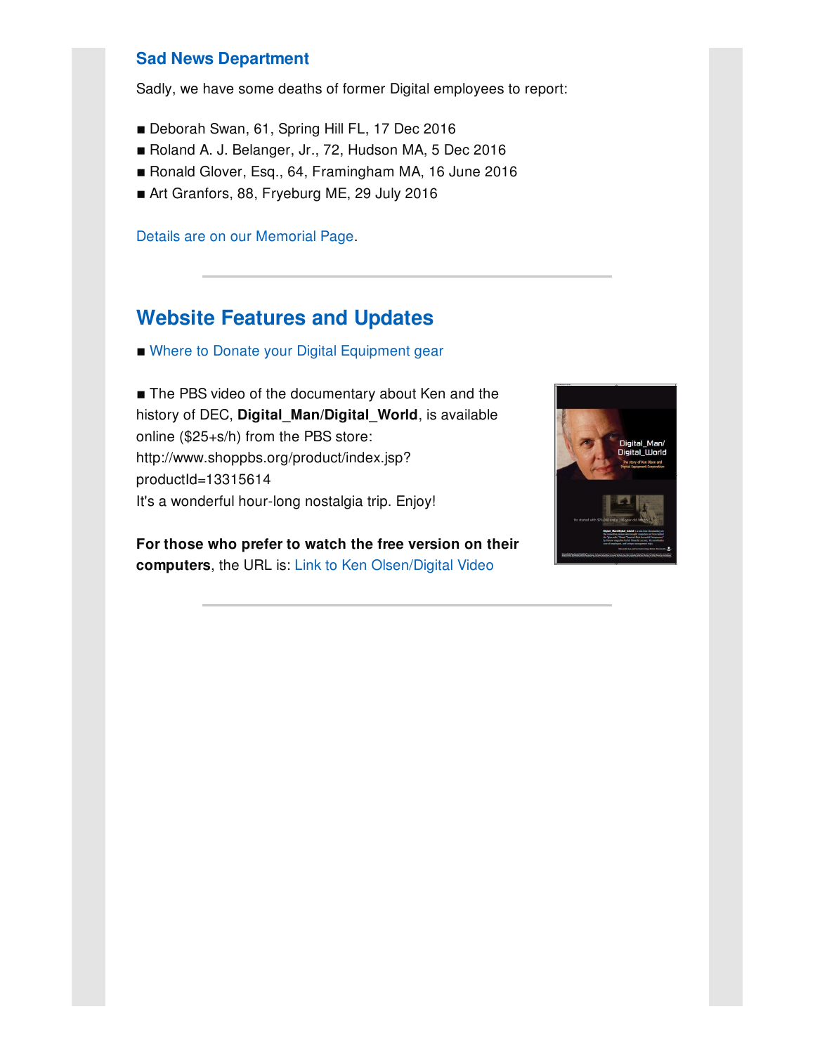## Sad News Department

Sadly, we have some deaths of former Digital employees to report:

- Deborah Swan, 61, Spring Hill FL, 17 Dec 2016
- Roland A. J. Belanger, Jr., 72, Hudson MA, 5 Dec 2016
- Ronald Glover, Esq., 64, Framingham MA, 16 June 2016
- Art Granfors, 88, Fryeburg ME, 29 July 2016

Details are on our Memorial Page.

---

# Website Features and Updates

- Where to Donate your Digital Equipment gear

- The PBS video of the documentary about Ken and the history of DEC, **Digital_Man/Digital_World**, is available online ($25+s/h) from the PBS store: http://www.shoppbs.org/product/index.jsp?productId=13315614
It's a wonderful hour-long nostalgia trip. Enjoy!

**For those who prefer to watch the free version on their computers**, the URL is: Link to Ken Olsen/Digital Video

---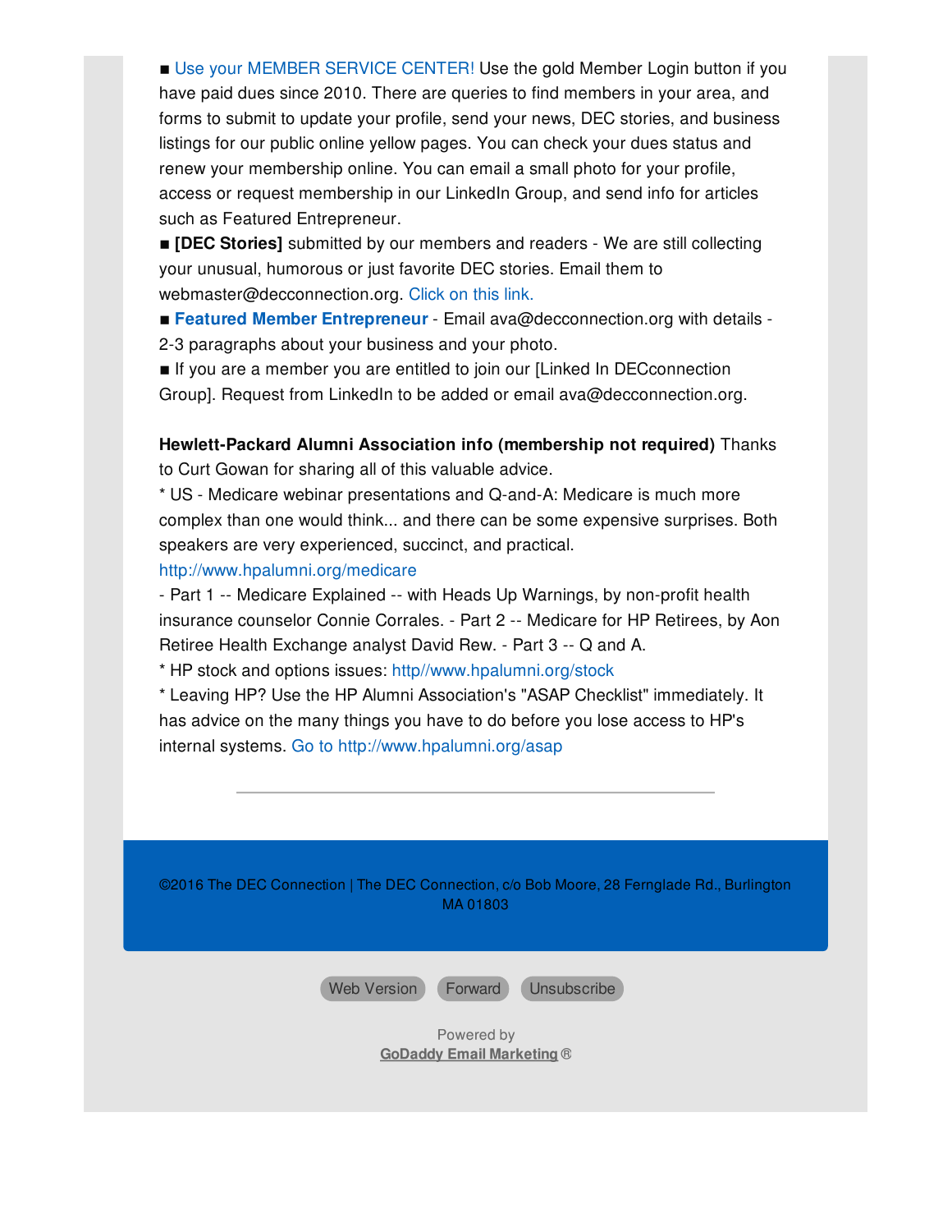■ Use your MEMBER SERVICE CENTER! Use the gold Member Login button if you have paid dues since 2010. There are queries to find members in your area, and forms to submit to update your profile, send your news, DEC stories, and business listings for our public online yellow pages. You can check your dues status and renew your membership online. You can email a small photo for your profile, access or request membership in our LinkedIn Group, and send info for articles such as Featured Entrepreneur.

■ **[DEC Stories]** submitted by our members and readers - We are still collecting your unusual, humorous or just favorite DEC stories. Email them to webmaster@decconnection.org. Click on this link.

■ **Featured Member Entrepreneur** - Email ava@decconnection.org with details - 2-3 paragraphs about your business and your photo.

■ If you are a member you are entitled to join our [Linked In DECconnection Group]. Request from LinkedIn to be added or email ava@decconnection.org.

**Hewlett-Packard Alumni Association info (membership not required)** Thanks to Curt Gowan for sharing all of this valuable advice.

* US - Medicare webinar presentations and Q-and-A: Medicare is much more complex than one would think... and there can be some expensive surprises. Both speakers are very experienced, succinct, and practical.
http://www.hpalumni.org/medicare
- Part 1 -- Medicare Explained -- with Heads Up Warnings, by non-profit health insurance counselor Connie Corrales. - Part 2 -- Medicare for HP Retirees, by Aon Retiree Health Exchange analyst David Rew. - Part 3 -- Q and A.

* HP stock and options issues: http//www.hpalumni.org/stock

* Leaving HP? Use the HP Alumni Association's "ASAP Checklist" immediately. It has advice on the many things you have to do before you lose access to HP's internal systems. Go to http://www.hpalumni.org/asap

---

©2016 The DEC Connection | The DEC Connection, c/o Bob Moore, 28 Fernglade Rd., Burlington MA 01803

Web Version | Forward | Unsubscribe

Powered by
**GoDaddy Email Marketing** ®